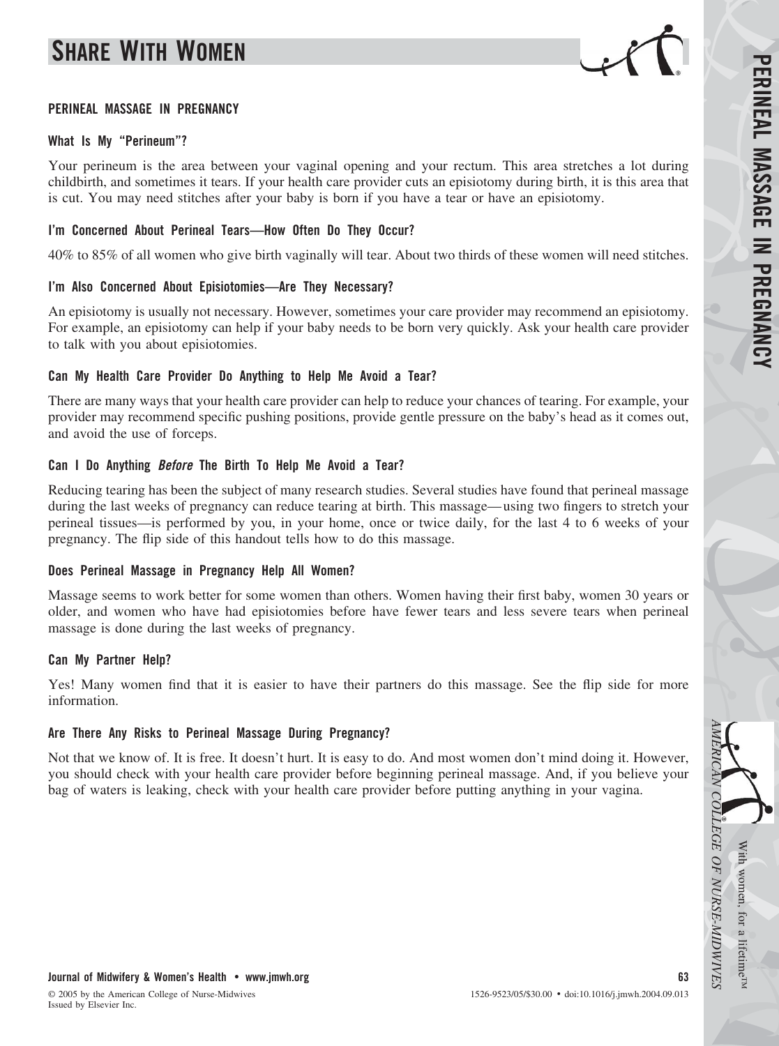# Share With Women

## PERINEAL MASSAGE IN PREGNANCY

### What Is My "Perineum"?

Your perineum is the area between your vaginal opening and your rectum. This area stretches a lot during childbirth, and sometimes it tears. If your health care provider cuts an episiotomy during birth, it is this area that is cut. You may need stitches after your baby is born if you have a tear or have an episiotomy.

### I'm Concerned About Perineal Tears—How Often Do They Occur?

40% to 85% of all women who give birth vaginally will tear. About two thirds of these women will need stitches.

### I'm Also Concerned About Episiotomies—Are They Necessary?

An episiotomy is usually not necessary. However, sometimes your care provider may recommend an episiotomy. For example, an episiotomy can help if your baby needs to be born very quickly. Ask your health care provider to talk with you about episiotomies.

### Can My Health Care Provider Do Anything to Help Me Avoid a Tear?

There are many ways that your health care provider can help to reduce your chances of tearing. For example, your provider may recommend specific pushing positions, provide gentle pressure on the baby's head as it comes out, and avoid the use of forceps.

### Can I Do Anything *Before* The Birth To Help Me Avoid a Tear?

Reducing tearing has been the subject of many research studies. Several studies have found that perineal massage during the last weeks of pregnancy can reduce tearing at birth. This massage—using two fingers to stretch your perineal tissues—is performed by you, in your home, once or twice daily, for the last 4 to 6 weeks of your pregnancy. The flip side of this handout tells how to do this massage.

### Does Perineal Massage in Pregnancy Help All Women?

Massage seems to work better for some women than others. Women having their first baby, women 30 years or older, and women who have had episiotomies before have fewer tears and less severe tears when perineal massage is done during the last weeks of pregnancy.

### Can My Partner Help?

Yes! Many women find that it is easier to have their partners do this massage. See the flip side for more information.

### Are There Any Risks to Perineal Massage During Pregnancy?

Not that we know of. It is free. It doesn't hurt. It is easy to do. And most women don't mind doing it. However, you should check with your health care provider before beginning perineal massage. And, if you believe your bag of waters is leaking, check with your health care provider before putting anything in your vagina.

With women, for a lifetime™

*AMERICAN COLLEGE OF NURSE-MIDWIVES*

© 2005 by the American College of Nurse-Midwives
Issued by Elsevier Inc.

1526-9523/05/$30.00 • doi:10.1016/j.jmwh.2004.09.013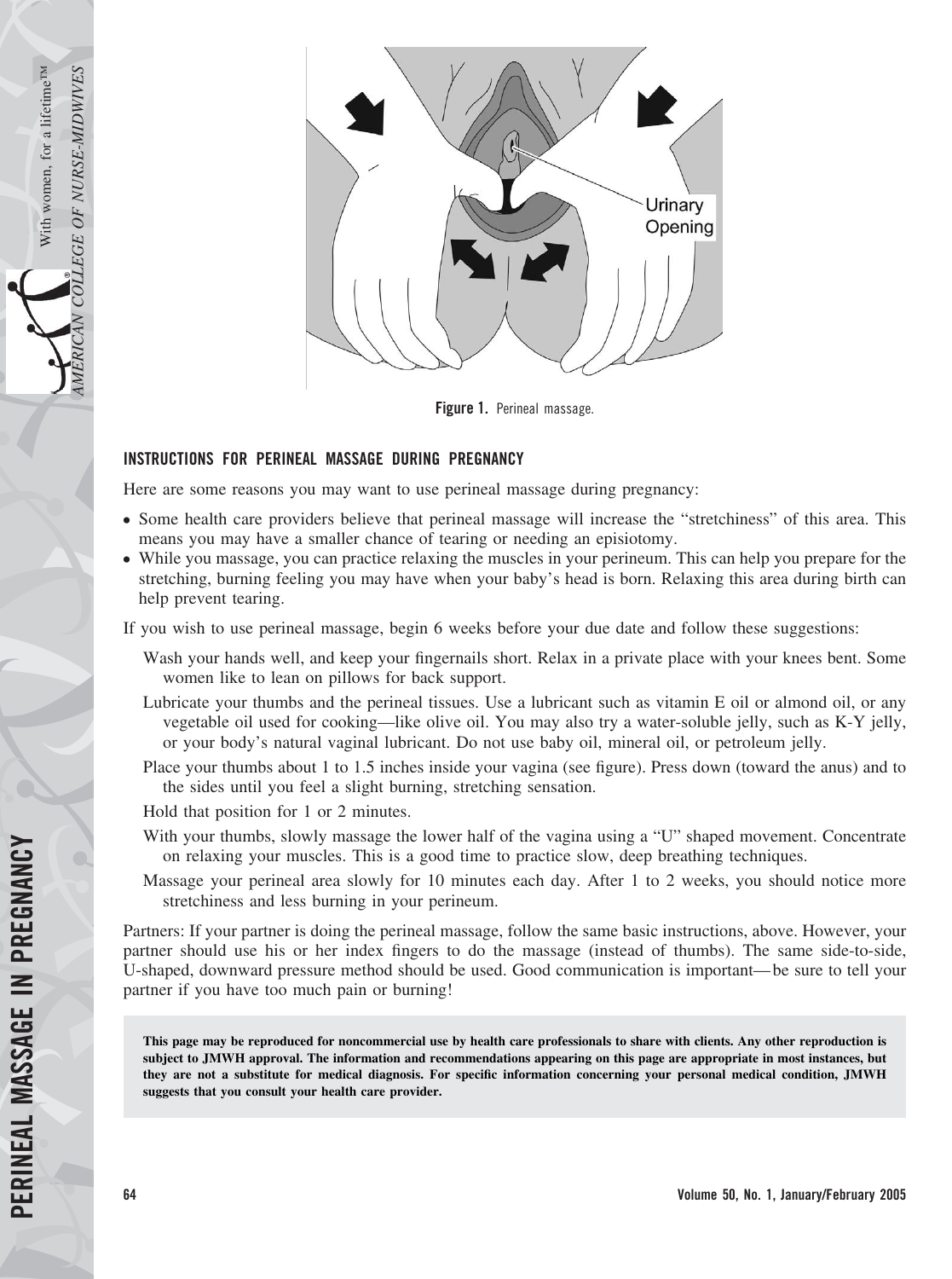Urinary Opening

**Figure 1.** Perineal massage.

## INSTRUCTIONS FOR PERINEAL MASSAGE DURING PREGNANCY

Here are some reasons you may want to use perineal massage during pregnancy:

- Some health care providers believe that perineal massage will increase the "stretchiness" of this area. This means you may have a smaller chance of tearing or needing an episiotomy.
- While you massage, you can practice relaxing the muscles in your perineum. This can help you prepare for the stretching, burning feeling you may have when your baby's head is born. Relaxing this area during birth can help prevent tearing.

If you wish to use perineal massage, begin 6 weeks before your due date and follow these suggestions:

Wash your hands well, and keep your fingernails short. Relax in a private place with your knees bent. Some women like to lean on pillows for back support.

Lubricate your thumbs and the perineal tissues. Use a lubricant such as vitamin E oil or almond oil, or any vegetable oil used for cooking—like olive oil. You may also try a water-soluble jelly, such as K-Y jelly, or your body's natural vaginal lubricant. Do not use baby oil, mineral oil, or petroleum jelly.

Place your thumbs about 1 to 1.5 inches inside your vagina (see figure). Press down (toward the anus) and to the sides until you feel a slight burning, stretching sensation.

Hold that position for 1 or 2 minutes.

With your thumbs, slowly massage the lower half of the vagina using a "U" shaped movement. Concentrate on relaxing your muscles. This is a good time to practice slow, deep breathing techniques.

Massage your perineal area slowly for 10 minutes each day. After 1 to 2 weeks, you should notice more stretchiness and less burning in your perineum.

Partners: If your partner is doing the perineal massage, follow the same basic instructions, above. However, your partner should use his or her index fingers to do the massage (instead of thumbs). The same side-to-side, U-shaped, downward pressure method should be used. Good communication is important—be sure to tell your partner if you have too much pain or burning!

**This page may be reproduced for noncommercial use by health care professionals to share with clients. Any other reproduction is subject to JMWH approval. The information and recommendations appearing on this page are appropriate in most instances, but they are not a substitute for medical diagnosis. For specific information concerning your personal medical condition, JMWH suggests that you consult your health care provider.**